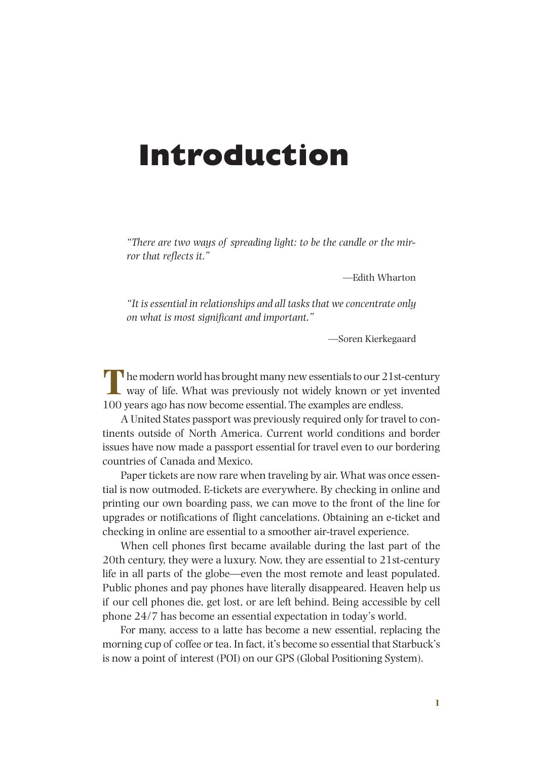# Introduction

> *"There are two ways of spreading light: to be the candle or the mirror that reflects it."*
>
> —Edith Wharton

> *"It is essential in relationships and all tasks that we concentrate only on what is most significant and important."*
>
> —Soren Kierkegaard

The modern world has brought many new essentials to our 21st-century way of life. What was previously not widely known or yet invented 100 years ago has now become essential. The examples are endless.

A United States passport was previously required only for travel to continents outside of North America. Current world conditions and border issues have now made a passport essential for travel even to our bordering countries of Canada and Mexico.

Paper tickets are now rare when traveling by air. What was once essential is now outmoded. E-tickets are everywhere. By checking in online and printing our own boarding pass, we can move to the front of the line for upgrades or notifications of flight cancelations. Obtaining an e-ticket and checking in online are essential to a smoother air-travel experience.

When cell phones first became available during the last part of the 20th century, they were a luxury. Now, they are essential to 21st-century life in all parts of the globe—even the most remote and least populated. Public phones and pay phones have literally disappeared. Heaven help us if our cell phones die, get lost, or are left behind. Being accessible by cell phone 24/7 has become an essential expectation in today's world.

For many, access to a latte has become a new essential, replacing the morning cup of coffee or tea. In fact, it's become so essential that Starbuck's is now a point of interest (POI) on our GPS (Global Positioning System).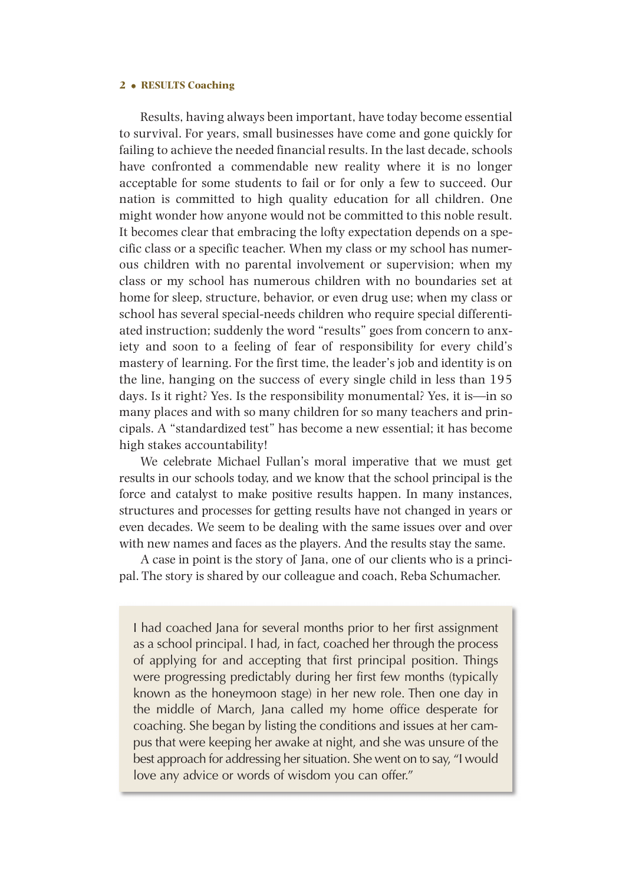Results, having always been important, have today become essential to survival. For years, small businesses have come and gone quickly for failing to achieve the needed financial results. In the last decade, schools have confronted a commendable new reality where it is no longer acceptable for some students to fail or for only a few to succeed. Our nation is committed to high quality education for all children. One might wonder how anyone would not be committed to this noble result. It becomes clear that embracing the lofty expectation depends on a specific class or a specific teacher. When my class or my school has numerous children with no parental involvement or supervision; when my class or my school has numerous children with no boundaries set at home for sleep, structure, behavior, or even drug use; when my class or school has several special-needs children who require special differentiated instruction; suddenly the word "results" goes from concern to anxiety and soon to a feeling of fear of responsibility for every child's mastery of learning. For the first time, the leader's job and identity is on the line, hanging on the success of every single child in less than 195 days. Is it right? Yes. Is the responsibility monumental? Yes, it is—in so many places and with so many children for so many teachers and principals. A "standardized test" has become a new essential; it has become high stakes accountability!

We celebrate Michael Fullan's moral imperative that we must get results in our schools today, and we know that the school principal is the force and catalyst to make positive results happen. In many instances, structures and processes for getting results have not changed in years or even decades. We seem to be dealing with the same issues over and over with new names and faces as the players. And the results stay the same.

A case in point is the story of Jana, one of our clients who is a principal. The story is shared by our colleague and coach, Reba Schumacher.

> I had coached Jana for several months prior to her first assignment as a school principal. I had, in fact, coached her through the process of applying for and accepting that first principal position. Things were progressing predictably during her first few months (typically known as the honeymoon stage) in her new role. Then one day in the middle of March, Jana called my home office desperate for coaching. She began by listing the conditions and issues at her campus that were keeping her awake at night, and she was unsure of the best approach for addressing her situation. She went on to say, "I would love any advice or words of wisdom you can offer."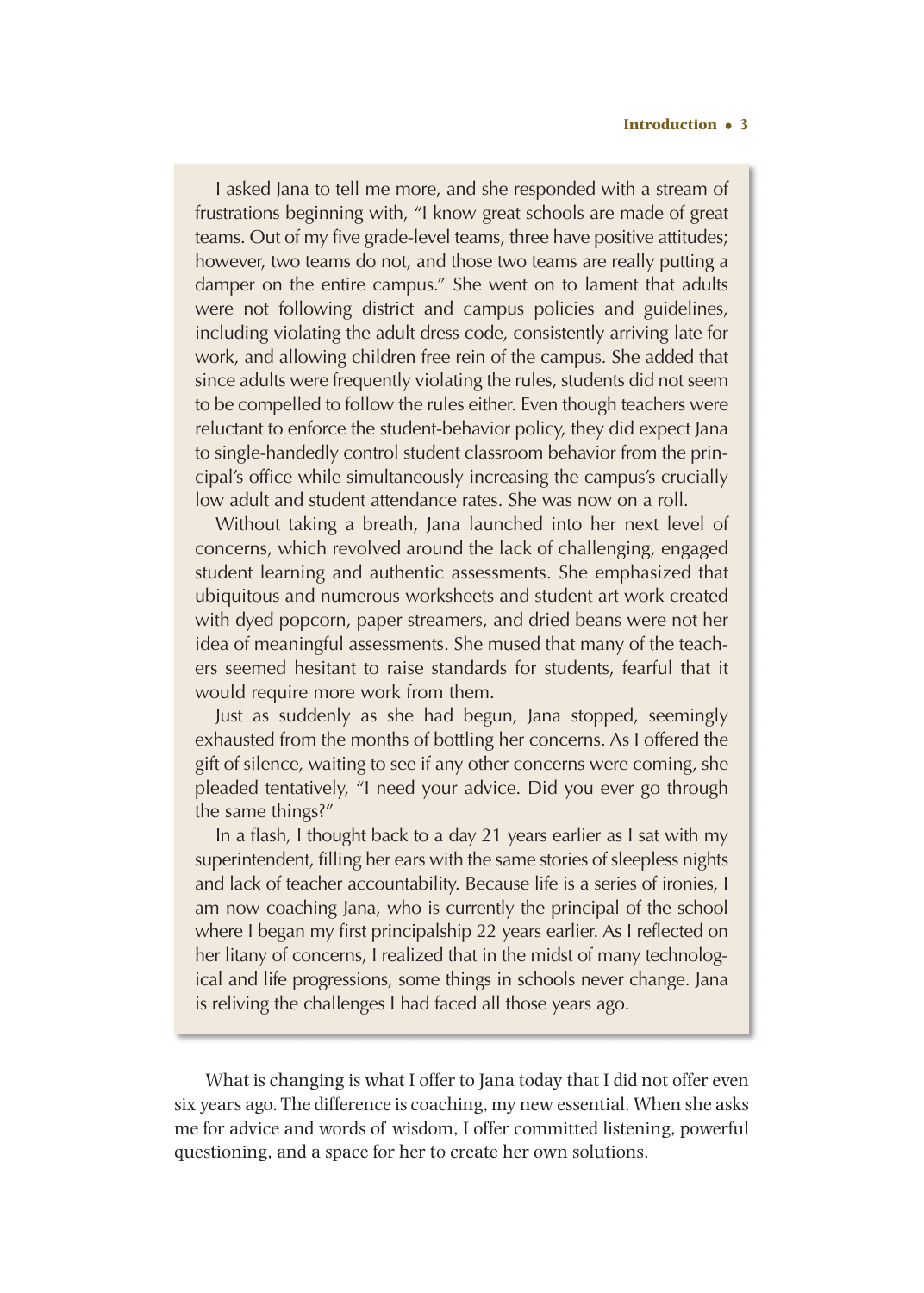I asked Jana to tell me more, and she responded with a stream of frustrations beginning with, "I know great schools are made of great teams. Out of my five grade-level teams, three have positive attitudes; however, two teams do not, and those two teams are really putting a damper on the entire campus." She went on to lament that adults were not following district and campus policies and guidelines, including violating the adult dress code, consistently arriving late for work, and allowing children free rein of the campus. She added that since adults were frequently violating the rules, students did not seem to be compelled to follow the rules either. Even though teachers were reluctant to enforce the student-behavior policy, they did expect Jana to single-handedly control student classroom behavior from the principal's office while simultaneously increasing the campus's crucially low adult and student attendance rates. She was now on a roll.

Without taking a breath, Jana launched into her next level of concerns, which revolved around the lack of challenging, engaged student learning and authentic assessments. She emphasized that ubiquitous and numerous worksheets and student art work created with dyed popcorn, paper streamers, and dried beans were not her idea of meaningful assessments. She mused that many of the teachers seemed hesitant to raise standards for students, fearful that it would require more work from them.

Just as suddenly as she had begun, Jana stopped, seemingly exhausted from the months of bottling her concerns. As I offered the gift of silence, waiting to see if any other concerns were coming, she pleaded tentatively, "I need your advice. Did you ever go through the same things?"

In a flash, I thought back to a day 21 years earlier as I sat with my superintendent, filling her ears with the same stories of sleepless nights and lack of teacher accountability. Because life is a series of ironies, I am now coaching Jana, who is currently the principal of the school where I began my first principalship 22 years earlier. As I reflected on her litany of concerns, I realized that in the midst of many technological and life progressions, some things in schools never change. Jana is reliving the challenges I had faced all those years ago.

What is changing is what I offer to Jana today that I did not offer even six years ago. The difference is coaching, my new essential. When she asks me for advice and words of wisdom, I offer committed listening, powerful questioning, and a space for her to create her own solutions.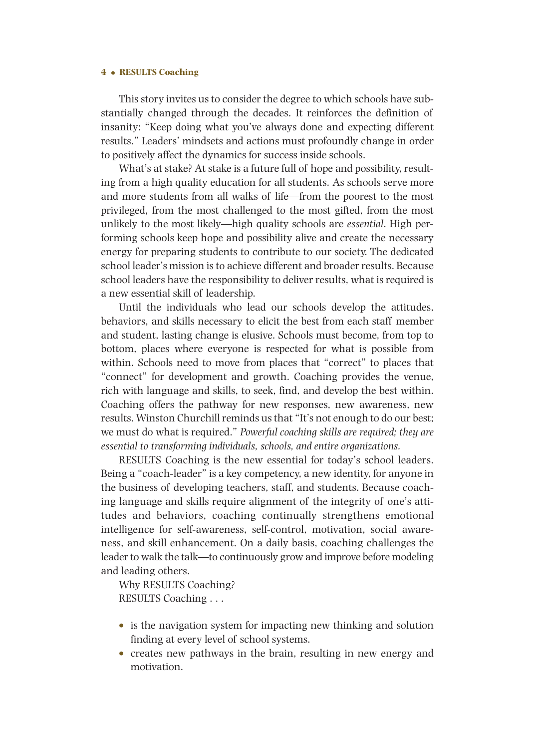This story invites us to consider the degree to which schools have substantially changed through the decades. It reinforces the definition of insanity: "Keep doing what you've always done and expecting different results." Leaders' mindsets and actions must profoundly change in order to positively affect the dynamics for success inside schools.

What's at stake? At stake is a future full of hope and possibility, resulting from a high quality education for all students. As schools serve more and more students from all walks of life—from the poorest to the most privileged, from the most challenged to the most gifted, from the most unlikely to the most likely—high quality schools are *essential*. High performing schools keep hope and possibility alive and create the necessary energy for preparing students to contribute to our society. The dedicated school leader's mission is to achieve different and broader results. Because school leaders have the responsibility to deliver results, what is required is a new essential skill of leadership.

Until the individuals who lead our schools develop the attitudes, behaviors, and skills necessary to elicit the best from each staff member and student, lasting change is elusive. Schools must become, from top to bottom, places where everyone is respected for what is possible from within. Schools need to move from places that "correct" to places that "connect" for development and growth. Coaching provides the venue, rich with language and skills, to seek, find, and develop the best within. Coaching offers the pathway for new responses, new awareness, new results. Winston Churchill reminds us that "It's not enough to do our best; we must do what is required." *Powerful coaching skills are required; they are essential to transforming individuals, schools, and entire organizations.*

RESULTS Coaching is the new essential for today's school leaders. Being a "coach-leader" is a key competency, a new identity, for anyone in the business of developing teachers, staff, and students. Because coaching language and skills require alignment of the integrity of one's attitudes and behaviors, coaching continually strengthens emotional intelligence for self-awareness, self-control, motivation, social awareness, and skill enhancement. On a daily basis, coaching challenges the leader to walk the talk—to continuously grow and improve before modeling and leading others.

Why RESULTS Coaching?
RESULTS Coaching . . .

- is the navigation system for impacting new thinking and solution finding at every level of school systems.
- creates new pathways in the brain, resulting in new energy and motivation.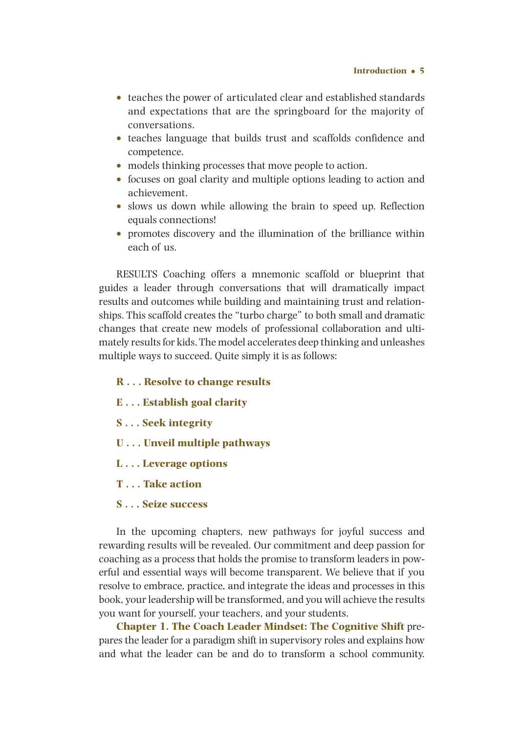- teaches the power of articulated clear and established standards and expectations that are the springboard for the majority of conversations.
- teaches language that builds trust and scaffolds confidence and competence.
- models thinking processes that move people to action.
- focuses on goal clarity and multiple options leading to action and achievement.
- slows us down while allowing the brain to speed up. Reflection equals connections!
- promotes discovery and the illumination of the brilliance within each of us.

RESULTS Coaching offers a mnemonic scaffold or blueprint that guides a leader through conversations that will dramatically impact results and outcomes while building and maintaining trust and relationships. This scaffold creates the "turbo charge" to both small and dramatic changes that create new models of professional collaboration and ultimately results for kids. The model accelerates deep thinking and unleashes multiple ways to succeed. Quite simply it is as follows:

**R . . . Resolve to change results**

**E . . . Establish goal clarity**

**S . . . Seek integrity**

**U . . . Unveil multiple pathways**

**L . . . Leverage options**

**T . . . Take action**

**S . . . Seize success**

In the upcoming chapters, new pathways for joyful success and rewarding results will be revealed. Our commitment and deep passion for coaching as a process that holds the promise to transform leaders in powerful and essential ways will become transparent. We believe that if you resolve to embrace, practice, and integrate the ideas and processes in this book, your leadership will be transformed, and you will achieve the results you want for yourself, your teachers, and your students.

**Chapter 1. The Coach Leader Mindset: The Cognitive Shift** prepares the leader for a paradigm shift in supervisory roles and explains how and what the leader can be and do to transform a school community.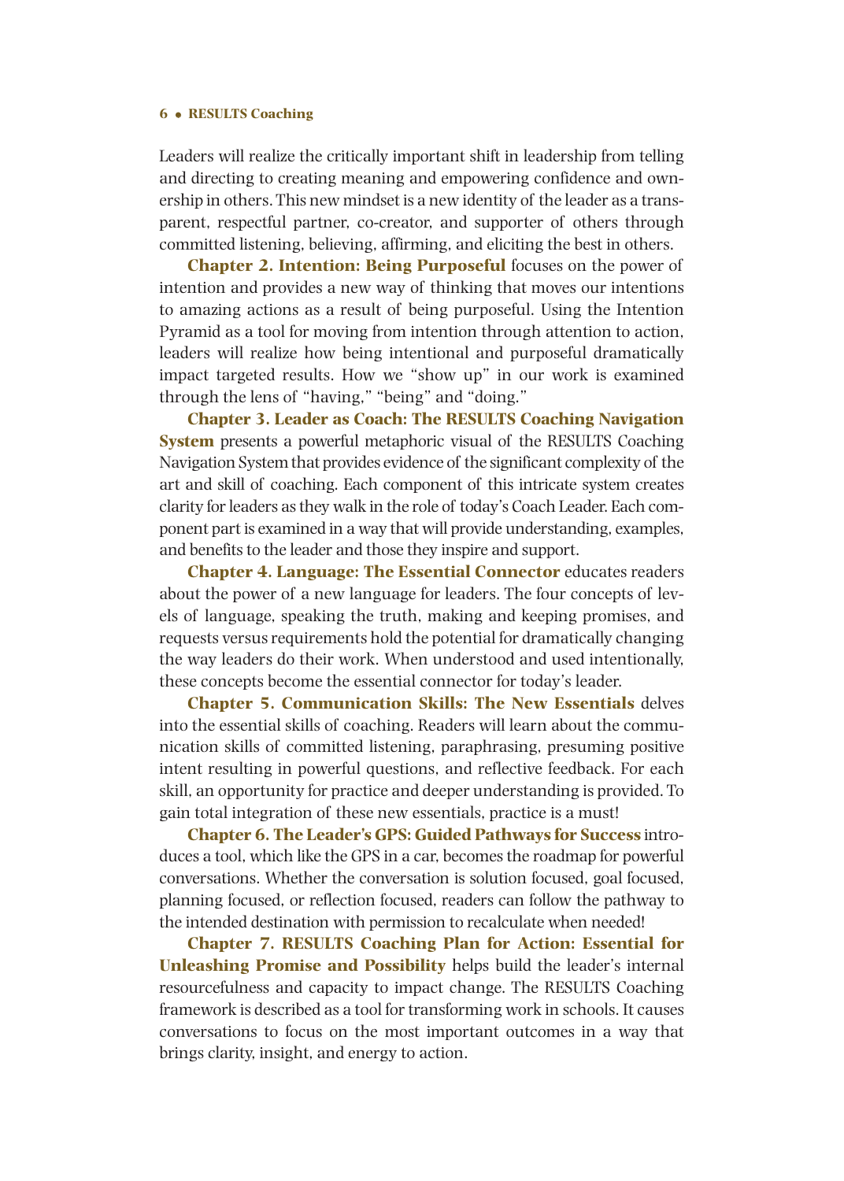Leaders will realize the critically important shift in leadership from telling and directing to creating meaning and empowering confidence and ownership in others. This new mindset is a new identity of the leader as a transparent, respectful partner, co-creator, and supporter of others through committed listening, believing, affirming, and eliciting the best in others.

**Chapter 2. Intention: Being Purposeful** focuses on the power of intention and provides a new way of thinking that moves our intentions to amazing actions as a result of being purposeful. Using the Intention Pyramid as a tool for moving from intention through attention to action, leaders will realize how being intentional and purposeful dramatically impact targeted results. How we "show up" in our work is examined through the lens of "having," "being" and "doing."

**Chapter 3. Leader as Coach: The RESULTS Coaching Navigation System** presents a powerful metaphoric visual of the RESULTS Coaching Navigation System that provides evidence of the significant complexity of the art and skill of coaching. Each component of this intricate system creates clarity for leaders as they walk in the role of today's Coach Leader. Each component part is examined in a way that will provide understanding, examples, and benefits to the leader and those they inspire and support.

**Chapter 4. Language: The Essential Connector** educates readers about the power of a new language for leaders. The four concepts of levels of language, speaking the truth, making and keeping promises, and requests versus requirements hold the potential for dramatically changing the way leaders do their work. When understood and used intentionally, these concepts become the essential connector for today's leader.

**Chapter 5. Communication Skills: The New Essentials** delves into the essential skills of coaching. Readers will learn about the communication skills of committed listening, paraphrasing, presuming positive intent resulting in powerful questions, and reflective feedback. For each skill, an opportunity for practice and deeper understanding is provided. To gain total integration of these new essentials, practice is a must!

**Chapter 6. The Leader's GPS: Guided Pathways for Success** introduces a tool, which like the GPS in a car, becomes the roadmap for powerful conversations. Whether the conversation is solution focused, goal focused, planning focused, or reflection focused, readers can follow the pathway to the intended destination with permission to recalculate when needed!

**Chapter 7. RESULTS Coaching Plan for Action: Essential for Unleashing Promise and Possibility** helps build the leader's internal resourcefulness and capacity to impact change. The RESULTS Coaching framework is described as a tool for transforming work in schools. It causes conversations to focus on the most important outcomes in a way that brings clarity, insight, and energy to action.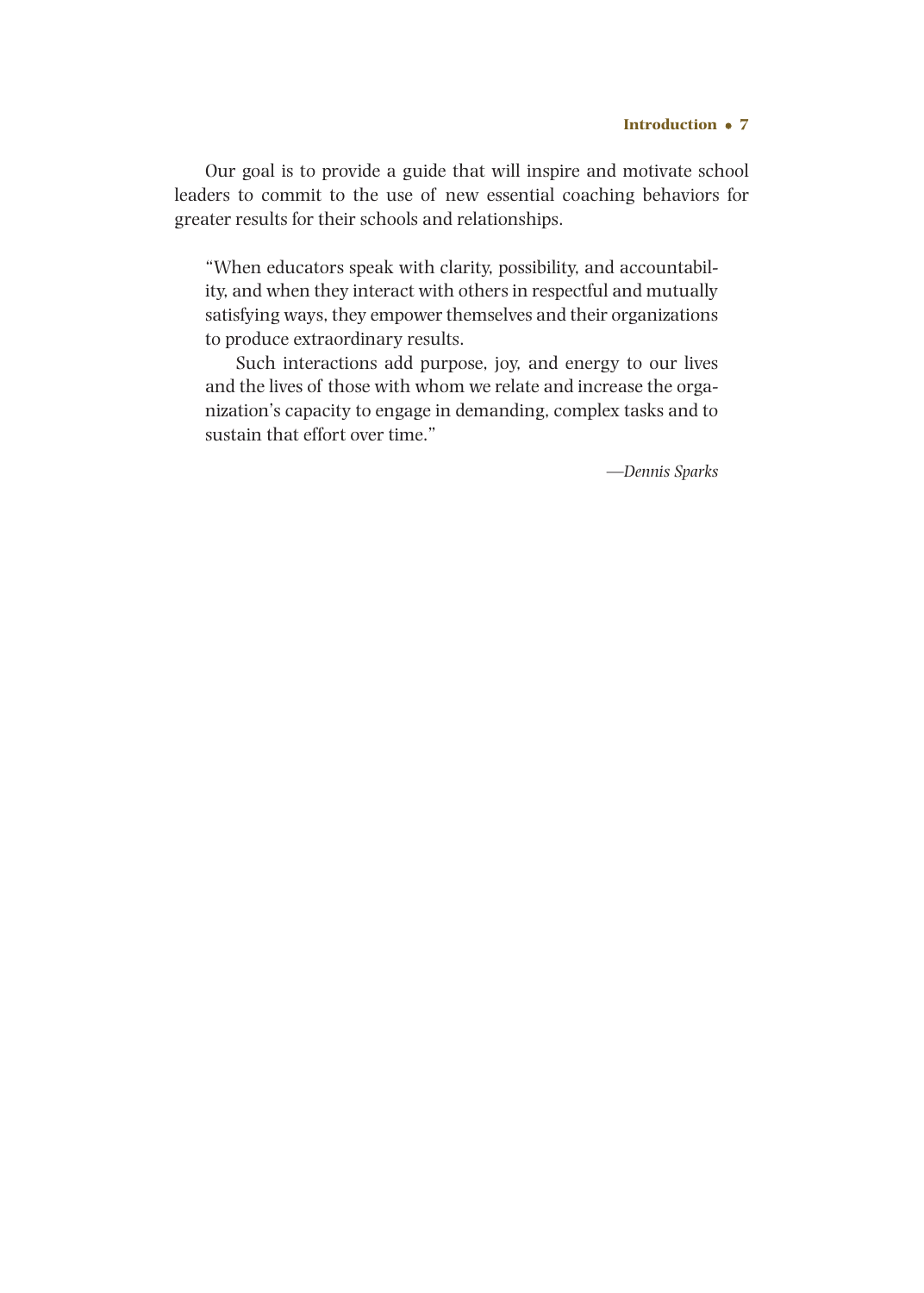Our goal is to provide a guide that will inspire and motivate school leaders to commit to the use of new essential coaching behaviors for greater results for their schools and relationships.

> "When educators speak with clarity, possibility, and accountability, and when they interact with others in respectful and mutually satisfying ways, they empower themselves and their organizations to produce extraordinary results.
>
> Such interactions add purpose, joy, and energy to our lives and the lives of those with whom we relate and increase the organization's capacity to engage in demanding, complex tasks and to sustain that effort over time."
>
> —*Dennis Sparks*